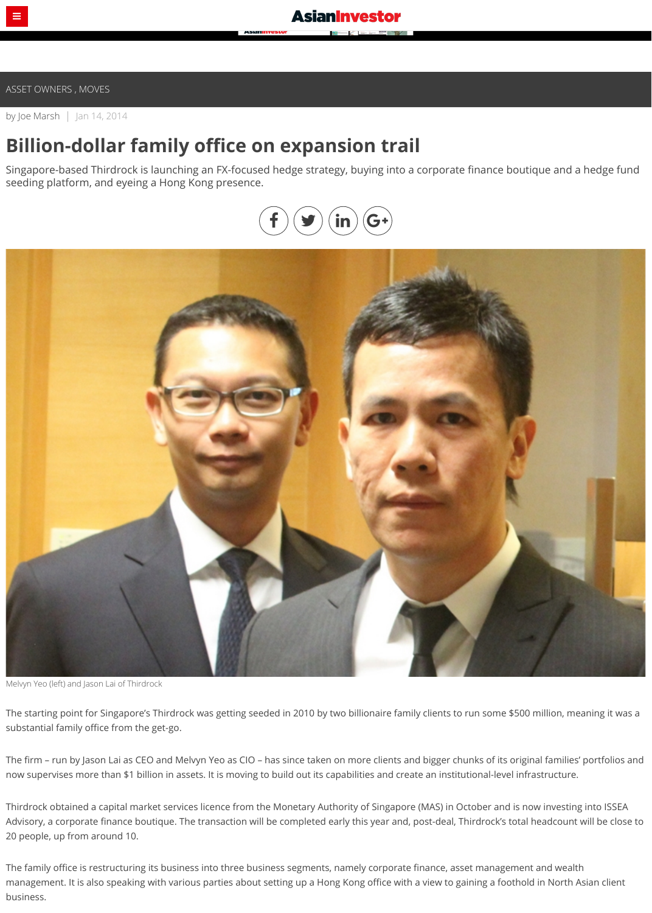ASSET OWNERS , MOVES

by Joe Marsh | Jan 14, 2014

# Billion-dollar family office on expansion trail

Singapore-based Thirdrock is launching an FX-focused hedge strategy, buying into a corporate finance boutique and a hedge fund seeding platform, and eyeing a Hong Kong presence.

Melvyn Yeo (left) and Jason Lai of Thirdrock

The starting point for Singapore's Thirdrock was getting seeded in 2010 by two billionaire family clients to run some $500 million, meaning it was a substantial family office from the get-go.

The firm – run by Jason Lai as CEO and Melvyn Yeo as CIO – has since taken on more clients and bigger chunks of its original families' portfolios and now supervises more than $1 billion in assets. It is moving to build out its capabilities and create an institutional-level infrastructure.

Thirdrock obtained a capital market services licence from the Monetary Authority of Singapore (MAS) in October and is now investing into ISSEA Advisory, a corporate finance boutique. The transaction will be completed early this year and, post-deal, Thirdrock's total headcount will be close to 20 people, up from around 10.

The family office is restructuring its business into three business segments, namely corporate finance, asset management and wealth management. It is also speaking with various parties about setting up a Hong Kong office with a view to gaining a foothold in North Asian client business.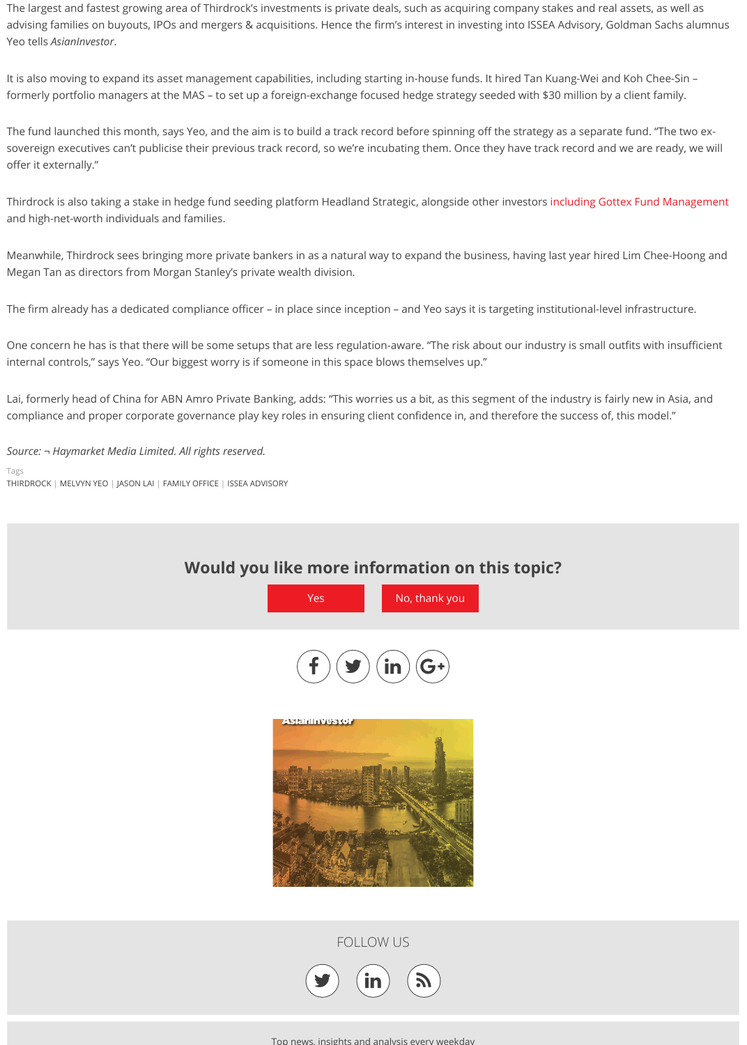The largest and fastest growing area of Thirdrock's investments is private deals, such as acquiring company stakes and real assets, as well as advising families on buyouts, IPOs and mergers & acquisitions. Hence the firm's interest in investing into ISSEA Advisory, Goldman Sachs alumnus Yeo tells *AsianInvestor*.

It is also moving to expand its asset management capabilities, including starting in-house funds. It hired Tan Kuang-Wei and Koh Chee-Sin – formerly portfolio managers at the MAS – to set up a foreign-exchange focused hedge strategy seeded with $30 million by a client family.

The fund launched this month, says Yeo, and the aim is to build a track record before spinning off the strategy as a separate fund. "The two ex-sovereign executives can't publicise their previous track record, so we're incubating them. Once they have track record and we are ready, we will offer it externally."

Thirdrock is also taking a stake in hedge fund seeding platform Headland Strategic, alongside other investors including Gottex Fund Management and high-net-worth individuals and families.

Meanwhile, Thirdrock sees bringing more private bankers in as a natural way to expand the business, having last year hired Lim Chee-Hoong and Megan Tan as directors from Morgan Stanley's private wealth division.

The firm already has a dedicated compliance officer – in place since inception – and Yeo says it is targeting institutional-level infrastructure.

One concern he has is that there will be some setups that are less regulation-aware. "The risk about our industry is small outfits with insufficient internal controls," says Yeo. "Our biggest worry is if someone in this space blows themselves up."

Lai, formerly head of China for ABN Amro Private Banking, adds: "This worries us a bit, as this segment of the industry is fairly new in Asia, and compliance and proper corporate governance play key roles in ensuring client confidence in, and therefore the success of, this model."

*Source: ¬ Haymarket Media Limited. All rights reserved.*

Tags
THIRDROCK | MELVYN YEO | JASON LAI | FAMILY OFFICE | ISSEA ADVISORY

## Would you like more information on this topic?

Yes | No, thank you

FOLLOW US

Top news, insights and analysis every weekday